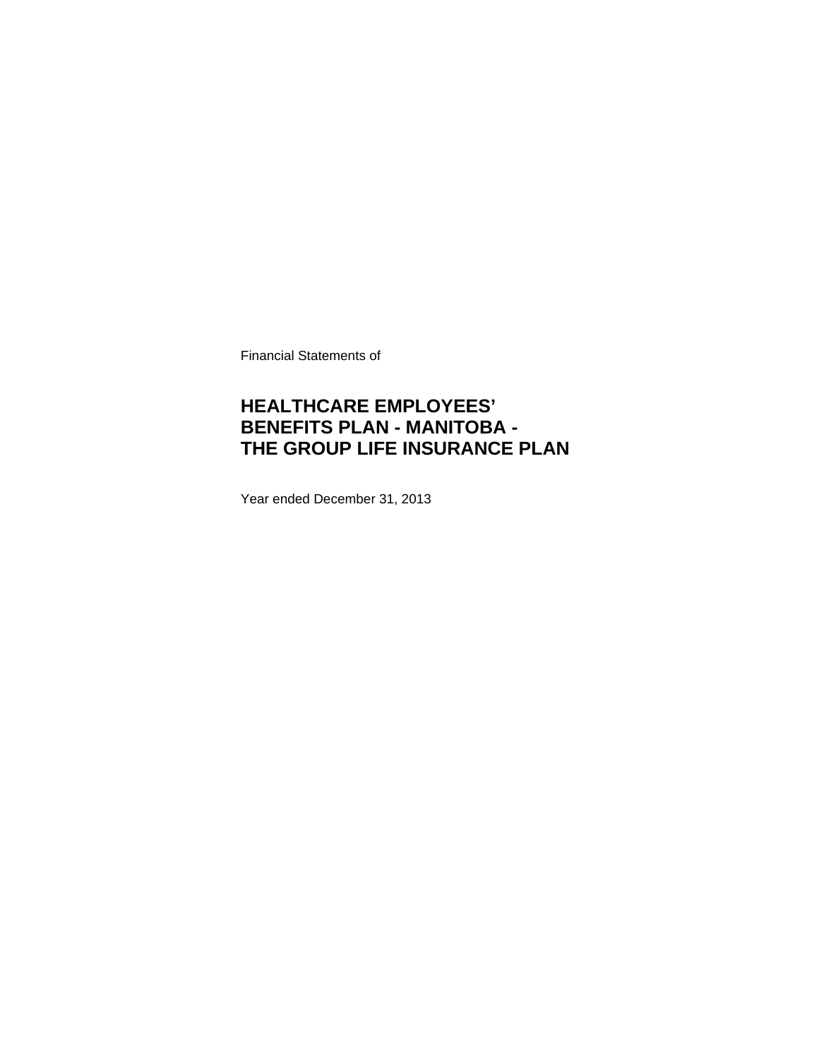Financial Statements of

# HEALTHCARE EMPLOYEES' BENEFITS PLAN - MANITOBA - THE GROUP LIFE INSURANCE PLAN

Year ended December 31, 2013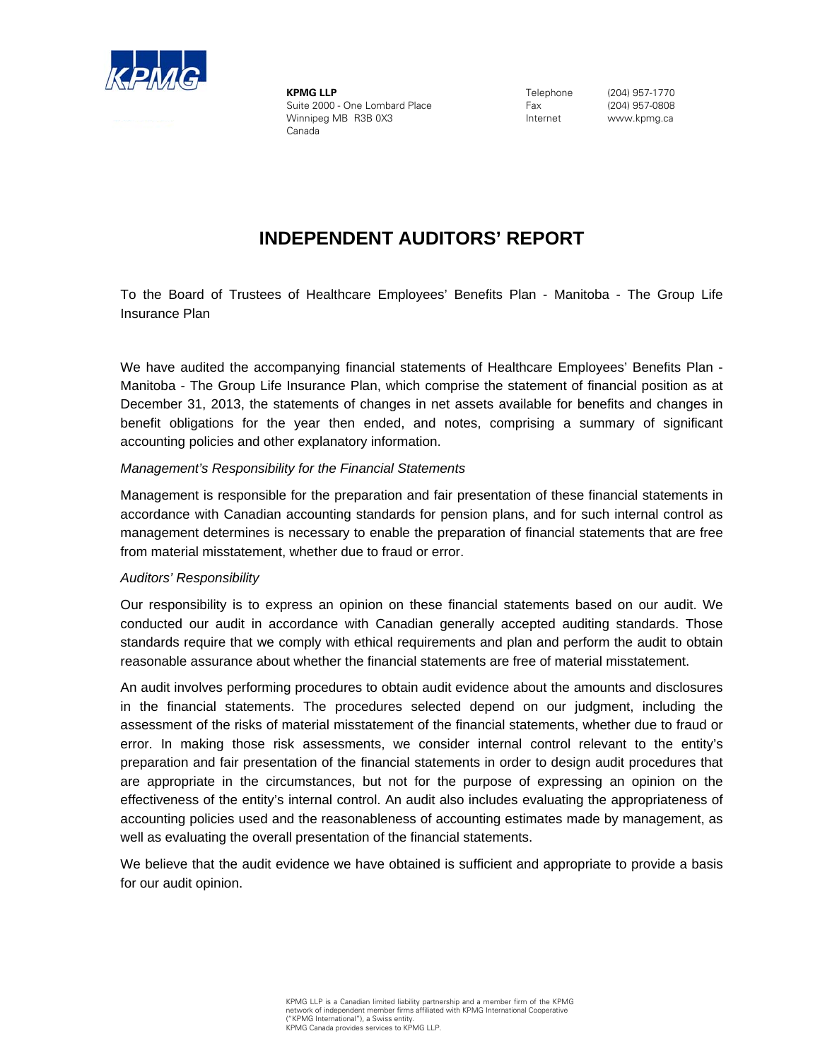**KPMG LLP**
Suite 2000 - One Lombard Place
Winnipeg MB R3B 0X3
Canada

Telephone (204) 957-1770
Fax (204) 957-0808
Internet www.kpmg.ca

# INDEPENDENT AUDITORS' REPORT

To the Board of Trustees of Healthcare Employees' Benefits Plan - Manitoba - The Group Life Insurance Plan

We have audited the accompanying financial statements of Healthcare Employees' Benefits Plan - Manitoba - The Group Life Insurance Plan, which comprise the statement of financial position as at December 31, 2013, the statements of changes in net assets available for benefits and changes in benefit obligations for the year then ended, and notes, comprising a summary of significant accounting policies and other explanatory information.

*Management's Responsibility for the Financial Statements*

Management is responsible for the preparation and fair presentation of these financial statements in accordance with Canadian accounting standards for pension plans, and for such internal control as management determines is necessary to enable the preparation of financial statements that are free from material misstatement, whether due to fraud or error.

*Auditors' Responsibility*

Our responsibility is to express an opinion on these financial statements based on our audit. We conducted our audit in accordance with Canadian generally accepted auditing standards. Those standards require that we comply with ethical requirements and plan and perform the audit to obtain reasonable assurance about whether the financial statements are free of material misstatement.

An audit involves performing procedures to obtain audit evidence about the amounts and disclosures in the financial statements. The procedures selected depend on our judgment, including the assessment of the risks of material misstatement of the financial statements, whether due to fraud or error. In making those risk assessments, we consider internal control relevant to the entity's preparation and fair presentation of the financial statements in order to design audit procedures that are appropriate in the circumstances, but not for the purpose of expressing an opinion on the effectiveness of the entity's internal control. An audit also includes evaluating the appropriateness of accounting policies used and the reasonableness of accounting estimates made by management, as well as evaluating the overall presentation of the financial statements.

We believe that the audit evidence we have obtained is sufficient and appropriate to provide a basis for our audit opinion.

KPMG LLP is a Canadian limited liability partnership and a member firm of the KPMG network of independent member firms affiliated with KPMG International Cooperative ("KPMG International"), a Swiss entity.
KPMG Canada provides services to KPMG LLP.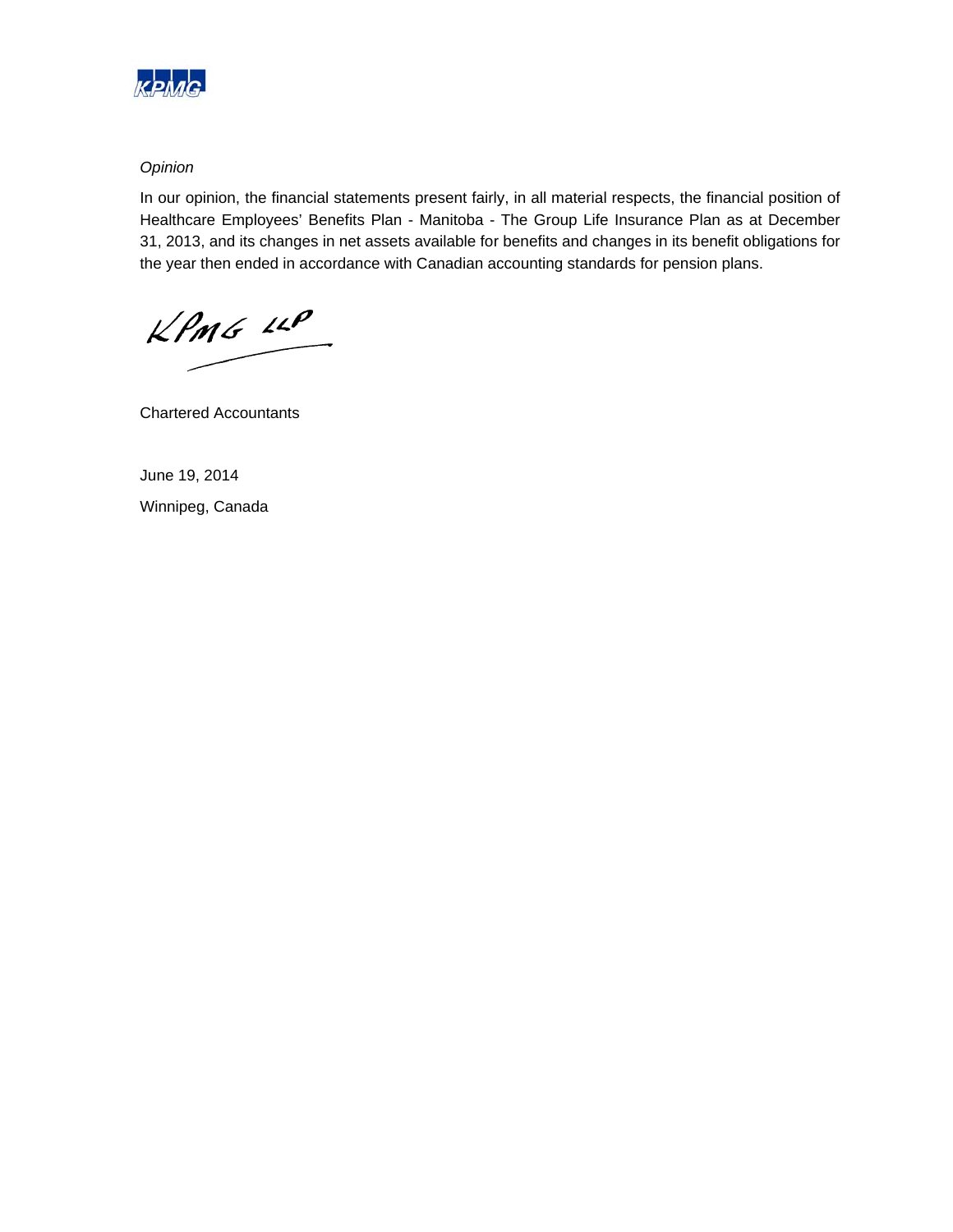*Opinion*

In our opinion, the financial statements present fairly, in all material respects, the financial position of Healthcare Employees' Benefits Plan - Manitoba - The Group Life Insurance Plan as at December 31, 2013, and its changes in net assets available for benefits and changes in its benefit obligations for the year then ended in accordance with Canadian accounting standards for pension plans.

KPMG LLP

Chartered Accountants

June 19, 2014

Winnipeg, Canada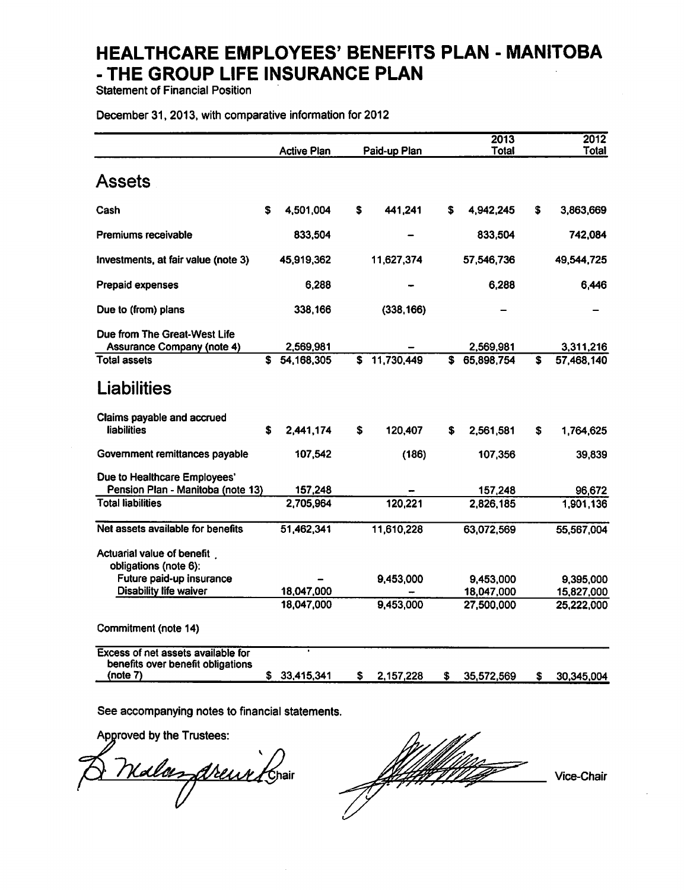# HEALTHCARE EMPLOYEES' BENEFITS PLAN - MANITOBA - THE GROUP LIFE INSURANCE PLAN

Statement of Financial Position

December 31, 2013, with comparative information for 2012

| | Active Plan | Paid-up Plan | 2013 Total | 2012 Total |
|---|---|---|---|---|
| **Assets** | | | | |
| Cash | $ 4,501,004 | $ 441,241 | $ 4,942,245 | $ 3,863,669 |
| Premiums receivable | 833,504 | – | 833,504 | 742,084 |
| Investments, at fair value (note 3) | 45,919,362 | 11,627,374 | 57,546,736 | 49,544,725 |
| Prepaid expenses | 6,288 | – | 6,288 | 6,446 |
| Due to (from) plans | 338,166 | (338,166) | – | – |
| Due from The Great-West Life Assurance Company (note 4) | 2,569,981 | – | 2,569,981 | 3,311,216 |
| Total assets | $ 54,168,305 | $ 11,730,449 | $ 65,898,754 | $ 57,468,140 |
| **Liabilities** | | | | |
| Claims payable and accrued liabilities | $ 2,441,174 | $ 120,407 | $ 2,561,581 | $ 1,764,625 |
| Government remittances payable | 107,542 | (186) | 107,356 | 39,839 |
| Due to Healthcare Employees' Pension Plan - Manitoba (note 13) | 157,248 | – | 157,248 | 96,672 |
| Total liabilities | 2,705,964 | 120,221 | 2,826,185 | 1,901,136 |
| Net assets available for benefits | 51,462,341 | 11,610,228 | 63,072,569 | 55,567,004 |
| Actuarial value of benefit obligations (note 6): | | | | |
| Future paid-up insurance | – | 9,453,000 | 9,453,000 | 9,395,000 |
| Disability life waiver | 18,047,000 | – | 18,047,000 | 15,827,000 |
| | 18,047,000 | 9,453,000 | 27,500,000 | 25,222,000 |
| Commitment (note 14) | | | | |
| Excess of net assets available for benefits over benefit obligations (note 7) | $ 33,415,341 | $ 2,157,228 | $ 35,572,569 | $ 30,345,004 |

See accompanying notes to financial statements.

Approved by the Trustees:

Chair

Vice-Chair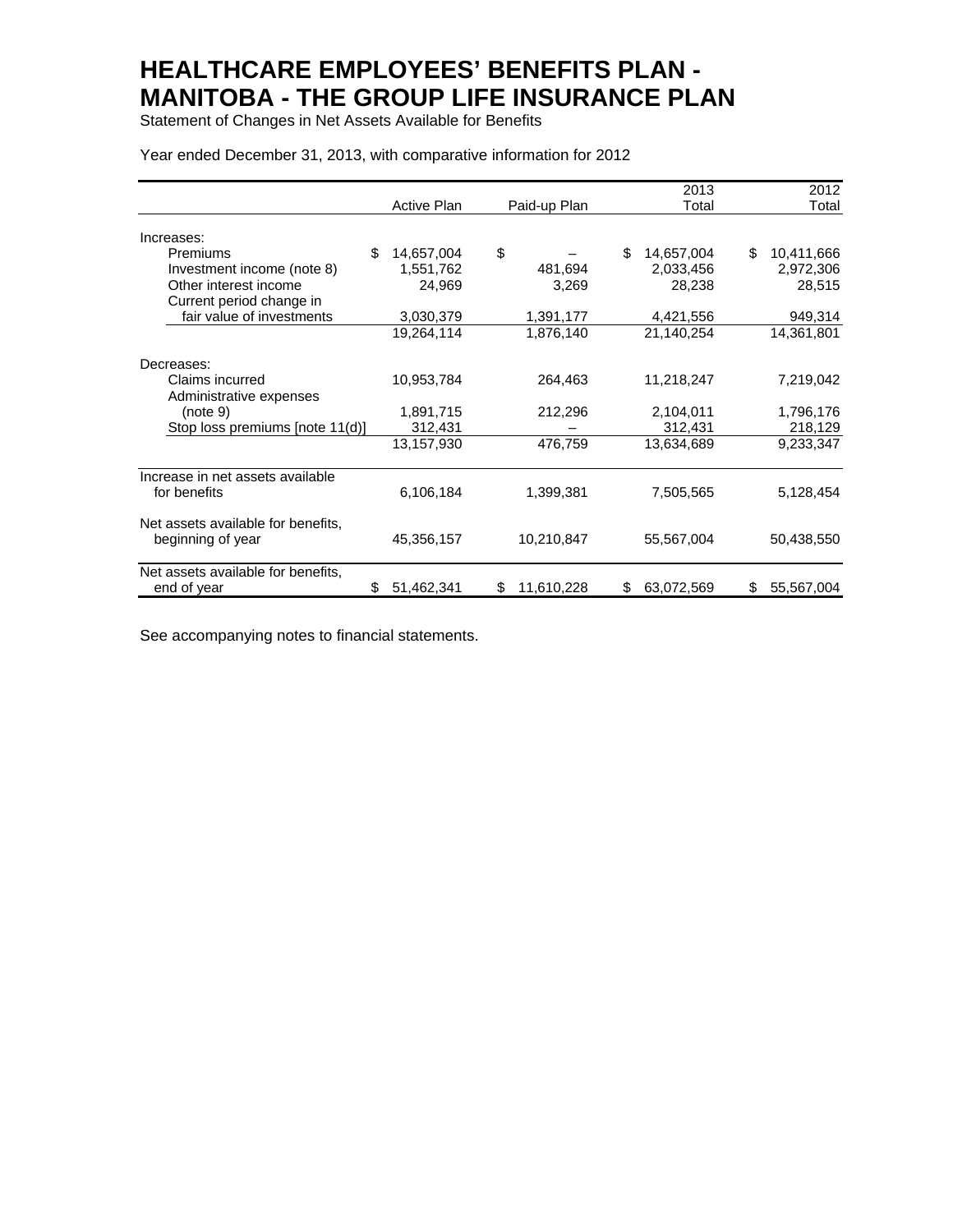# HEALTHCARE EMPLOYEES' BENEFITS PLAN - MANITOBA - THE GROUP LIFE INSURANCE PLAN

Statement of Changes in Net Assets Available for Benefits

Year ended December 31, 2013, with comparative information for 2012

| | Active Plan | Paid-up Plan | 2013 Total | 2012 Total |
|---|---|---|---|---|
| Increases: | | | | |
| Premiums | $ 14,657,004 | $ – | $ 14,657,004 | $ 10,411,666 |
| Investment income (note 8) | 1,551,762 | 481,694 | 2,033,456 | 2,972,306 |
| Other interest income | 24,969 | 3,269 | 28,238 | 28,515 |
| Current period change in fair value of investments | 3,030,379 | 1,391,177 | 4,421,556 | 949,314 |
| | 19,264,114 | 1,876,140 | 21,140,254 | 14,361,801 |
| Decreases: | | | | |
| Claims incurred | 10,953,784 | 264,463 | 11,218,247 | 7,219,042 |
| Administrative expenses (note 9) | 1,891,715 | 212,296 | 2,104,011 | 1,796,176 |
| Stop loss premiums [note 11(d)] | 312,431 | – | 312,431 | 218,129 |
| | 13,157,930 | 476,759 | 13,634,689 | 9,233,347 |
| Increase in net assets available for benefits | 6,106,184 | 1,399,381 | 7,505,565 | 5,128,454 |
| Net assets available for benefits, beginning of year | 45,356,157 | 10,210,847 | 55,567,004 | 50,438,550 |
| Net assets available for benefits, end of year | $ 51,462,341 | $ 11,610,228 | $ 63,072,569 | $ 55,567,004 |

See accompanying notes to financial statements.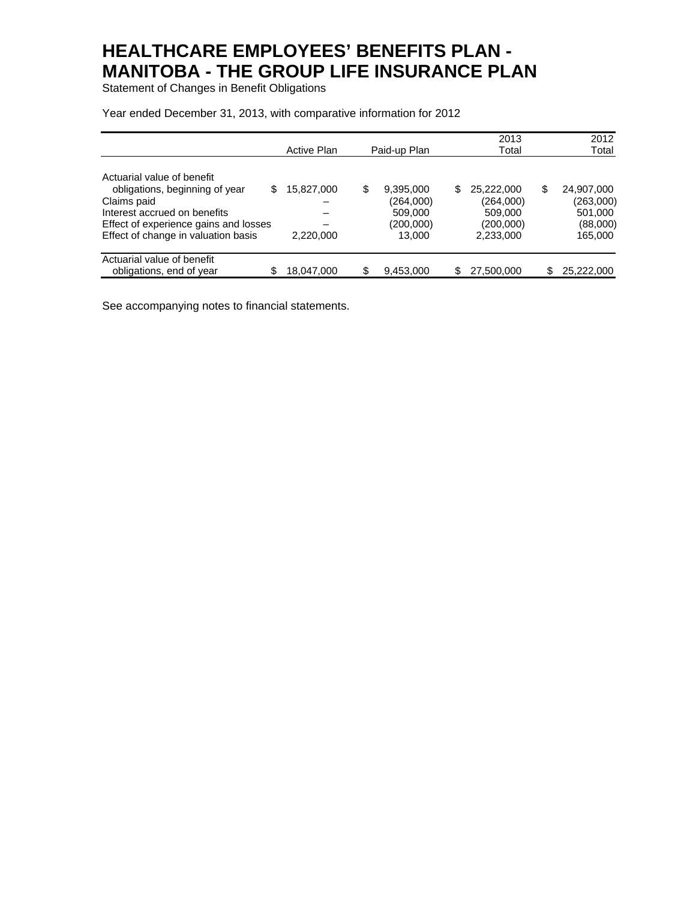# HEALTHCARE EMPLOYEES' BENEFITS PLAN - MANITOBA - THE GROUP LIFE INSURANCE PLAN

Statement of Changes in Benefit Obligations

Year ended December 31, 2013, with comparative information for 2012

| | Active Plan | Paid-up Plan | 2013 Total | 2012 Total |
|---|---|---|---|---|
| Actuarial value of benefit obligations, beginning of year | $ 15,827,000 | $ 9,395,000 | $ 25,222,000 | $ 24,907,000 |
| Claims paid | – | (264,000) | (264,000) | (263,000) |
| Interest accrued on benefits | – | 509,000 | 509,000 | 501,000 |
| Effect of experience gains and losses | – | (200,000) | (200,000) | (88,000) |
| Effect of change in valuation basis | 2,220,000 | 13,000 | 2,233,000 | 165,000 |
| Actuarial value of benefit obligations, end of year | $ 18,047,000 | $ 9,453,000 | $ 27,500,000 | $ 25,222,000 |

See accompanying notes to financial statements.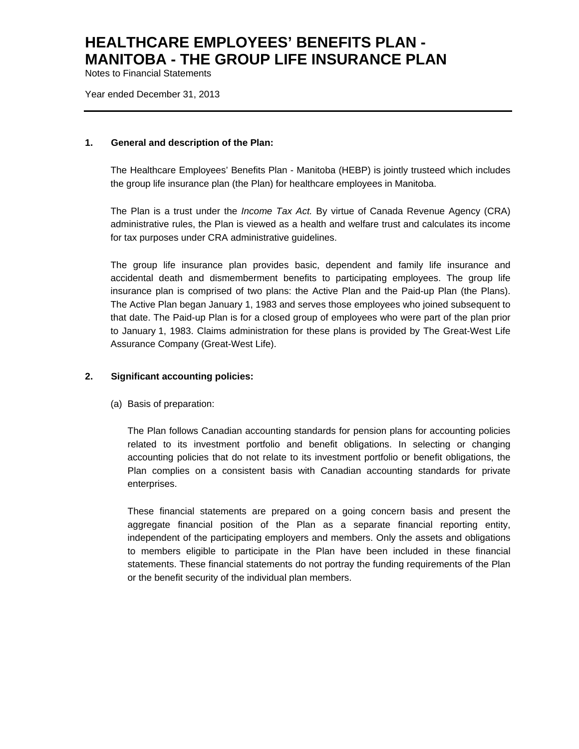# HEALTHCARE EMPLOYEES' BENEFITS PLAN - MANITOBA - THE GROUP LIFE INSURANCE PLAN

Notes to Financial Statements

Year ended December 31, 2013

## 1. General and description of the Plan:

The Healthcare Employees' Benefits Plan - Manitoba (HEBP) is jointly trusteed which includes the group life insurance plan (the Plan) for healthcare employees in Manitoba.

The Plan is a trust under the *Income Tax Act.* By virtue of Canada Revenue Agency (CRA) administrative rules, the Plan is viewed as a health and welfare trust and calculates its income for tax purposes under CRA administrative guidelines.

The group life insurance plan provides basic, dependent and family life insurance and accidental death and dismemberment benefits to participating employees. The group life insurance plan is comprised of two plans: the Active Plan and the Paid-up Plan (the Plans). The Active Plan began January 1, 1983 and serves those employees who joined subsequent to that date. The Paid-up Plan is for a closed group of employees who were part of the plan prior to January 1, 1983. Claims administration for these plans is provided by The Great-West Life Assurance Company (Great-West Life).

## 2. Significant accounting policies:

(a) Basis of preparation:

The Plan follows Canadian accounting standards for pension plans for accounting policies related to its investment portfolio and benefit obligations. In selecting or changing accounting policies that do not relate to its investment portfolio or benefit obligations, the Plan complies on a consistent basis with Canadian accounting standards for private enterprises.

These financial statements are prepared on a going concern basis and present the aggregate financial position of the Plan as a separate financial reporting entity, independent of the participating employers and members. Only the assets and obligations to members eligible to participate in the Plan have been included in these financial statements. These financial statements do not portray the funding requirements of the Plan or the benefit security of the individual plan members.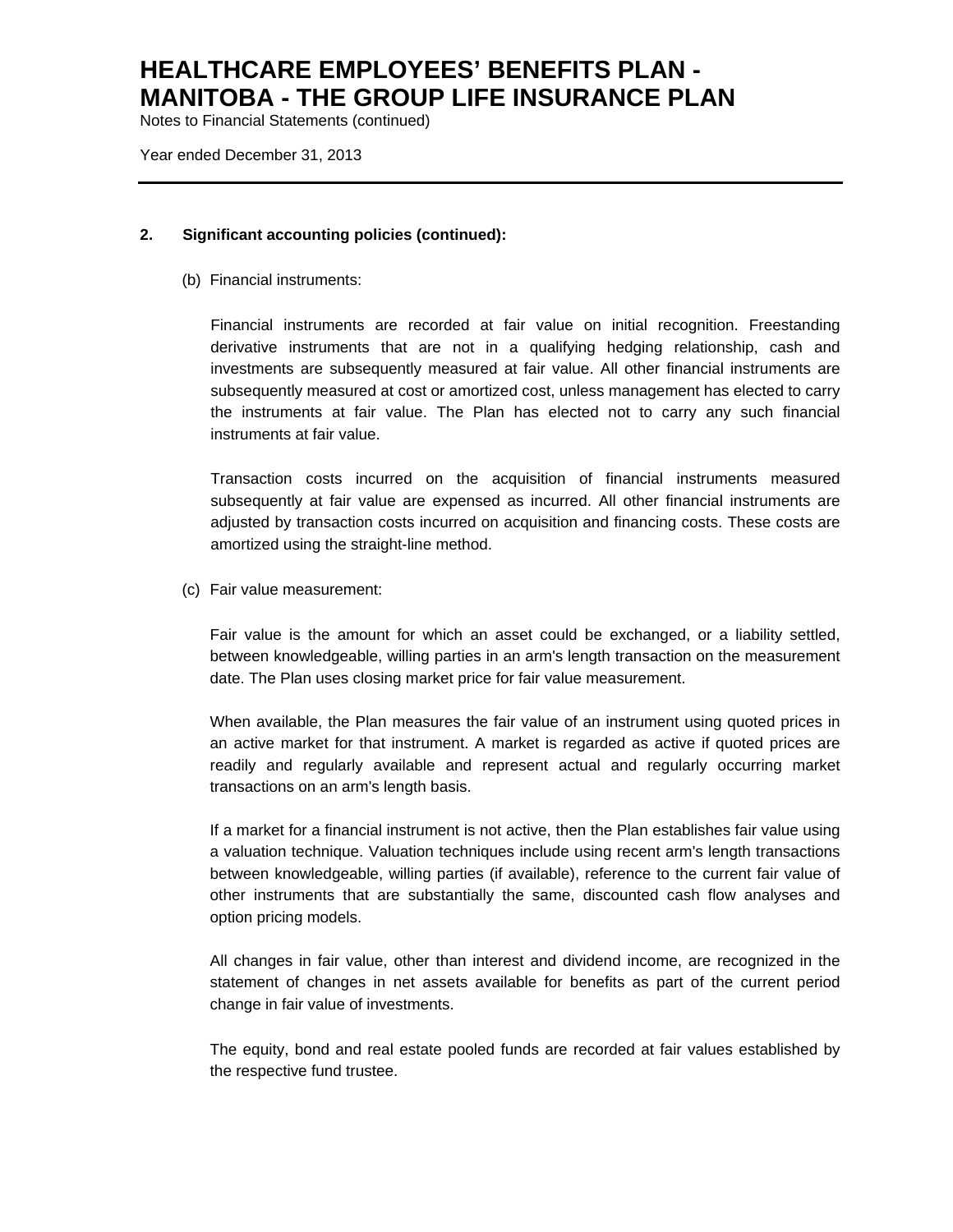### 2. Significant accounting policies (continued):

(b) Financial instruments:

Financial instruments are recorded at fair value on initial recognition. Freestanding derivative instruments that are not in a qualifying hedging relationship, cash and investments are subsequently measured at fair value. All other financial instruments are subsequently measured at cost or amortized cost, unless management has elected to carry the instruments at fair value. The Plan has elected not to carry any such financial instruments at fair value.

Transaction costs incurred on the acquisition of financial instruments measured subsequently at fair value are expensed as incurred. All other financial instruments are adjusted by transaction costs incurred on acquisition and financing costs. These costs are amortized using the straight-line method.

(c) Fair value measurement:

Fair value is the amount for which an asset could be exchanged, or a liability settled, between knowledgeable, willing parties in an arm's length transaction on the measurement date. The Plan uses closing market price for fair value measurement.

When available, the Plan measures the fair value of an instrument using quoted prices in an active market for that instrument. A market is regarded as active if quoted prices are readily and regularly available and represent actual and regularly occurring market transactions on an arm's length basis.

If a market for a financial instrument is not active, then the Plan establishes fair value using a valuation technique. Valuation techniques include using recent arm's length transactions between knowledgeable, willing parties (if available), reference to the current fair value of other instruments that are substantially the same, discounted cash flow analyses and option pricing models.

All changes in fair value, other than interest and dividend income, are recognized in the statement of changes in net assets available for benefits as part of the current period change in fair value of investments.

The equity, bond and real estate pooled funds are recorded at fair values established by the respective fund trustee.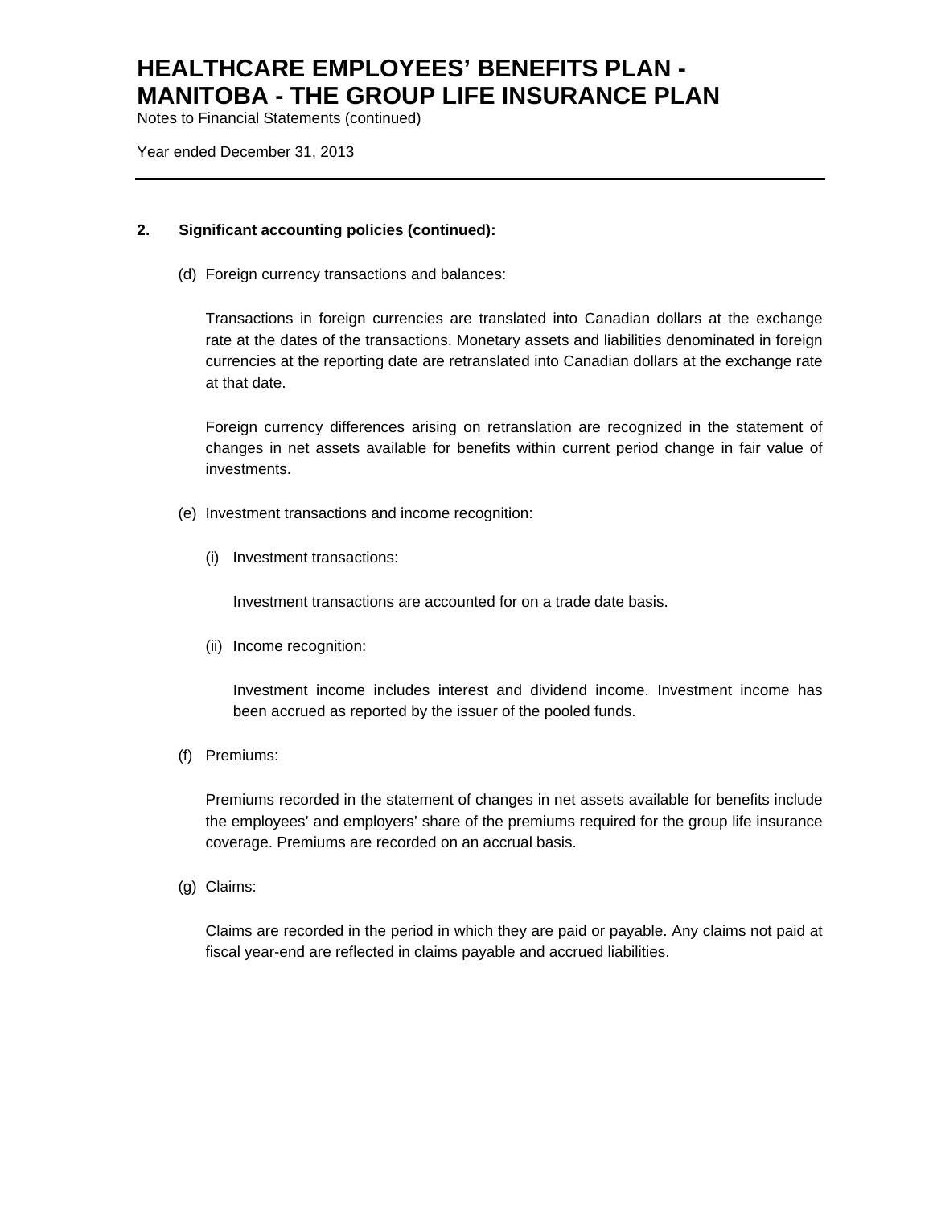# HEALTHCARE EMPLOYEES' BENEFITS PLAN - MANITOBA - THE GROUP LIFE INSURANCE PLAN

Notes to Financial Statements (continued)

Year ended December 31, 2013

**2. Significant accounting policies (continued):**

(d) Foreign currency transactions and balances:

Transactions in foreign currencies are translated into Canadian dollars at the exchange rate at the dates of the transactions. Monetary assets and liabilities denominated in foreign currencies at the reporting date are retranslated into Canadian dollars at the exchange rate at that date.

Foreign currency differences arising on retranslation are recognized in the statement of changes in net assets available for benefits within current period change in fair value of investments.

(e) Investment transactions and income recognition:

(i) Investment transactions:

Investment transactions are accounted for on a trade date basis.

(ii) Income recognition:

Investment income includes interest and dividend income. Investment income has been accrued as reported by the issuer of the pooled funds.

(f) Premiums:

Premiums recorded in the statement of changes in net assets available for benefits include the employees' and employers' share of the premiums required for the group life insurance coverage. Premiums are recorded on an accrual basis.

(g) Claims:

Claims are recorded in the period in which they are paid or payable. Any claims not paid at fiscal year-end are reflected in claims payable and accrued liabilities.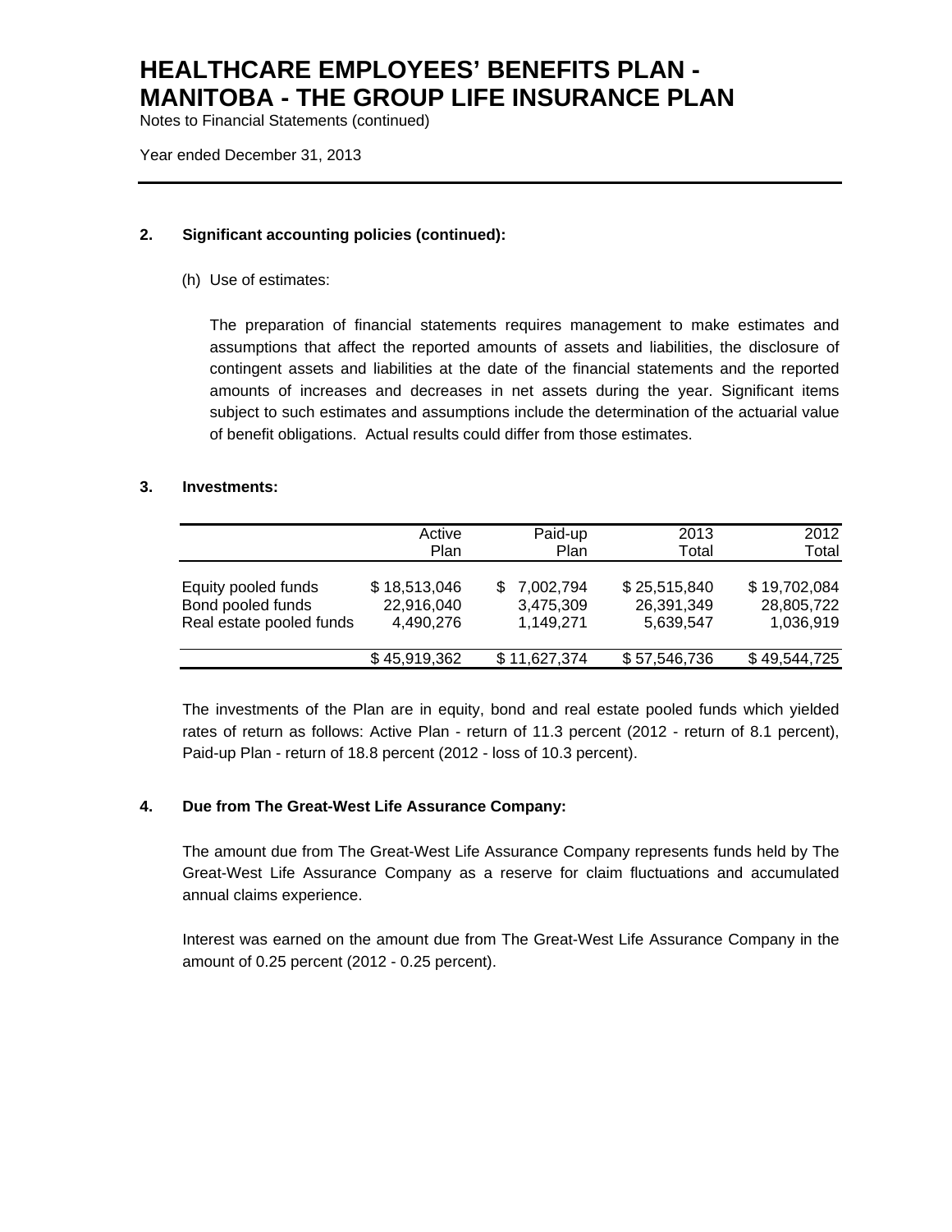# HEALTHCARE EMPLOYEES' BENEFITS PLAN - MANITOBA - THE GROUP LIFE INSURANCE PLAN

Notes to Financial Statements (continued)

Year ended December 31, 2013

**2. Significant accounting policies (continued):**

(h) Use of estimates:

The preparation of financial statements requires management to make estimates and assumptions that affect the reported amounts of assets and liabilities, the disclosure of contingent assets and liabilities at the date of the financial statements and the reported amounts of increases and decreases in net assets during the year. Significant items subject to such estimates and assumptions include the determination of the actuarial value of benefit obligations. Actual results could differ from those estimates.

**3. Investments:**

| | Active Plan | Paid-up Plan | 2013 Total | 2012 Total |
|---|---|---|---|---|
| Equity pooled funds | $ 18,513,046 | $ 7,002,794 | $ 25,515,840 | $ 19,702,084 |
| Bond pooled funds | 22,916,040 | 3,475,309 | 26,391,349 | 28,805,722 |
| Real estate pooled funds | 4,490,276 | 1,149,271 | 5,639,547 | 1,036,919 |
| | $ 45,919,362 | $ 11,627,374 | $ 57,546,736 | $ 49,544,725 |

The investments of the Plan are in equity, bond and real estate pooled funds which yielded rates of return as follows: Active Plan - return of 11.3 percent (2012 - return of 8.1 percent), Paid-up Plan - return of 18.8 percent (2012 - loss of 10.3 percent).

**4. Due from The Great-West Life Assurance Company:**

The amount due from The Great-West Life Assurance Company represents funds held by The Great-West Life Assurance Company as a reserve for claim fluctuations and accumulated annual claims experience.

Interest was earned on the amount due from The Great-West Life Assurance Company in the amount of 0.25 percent (2012 - 0.25 percent).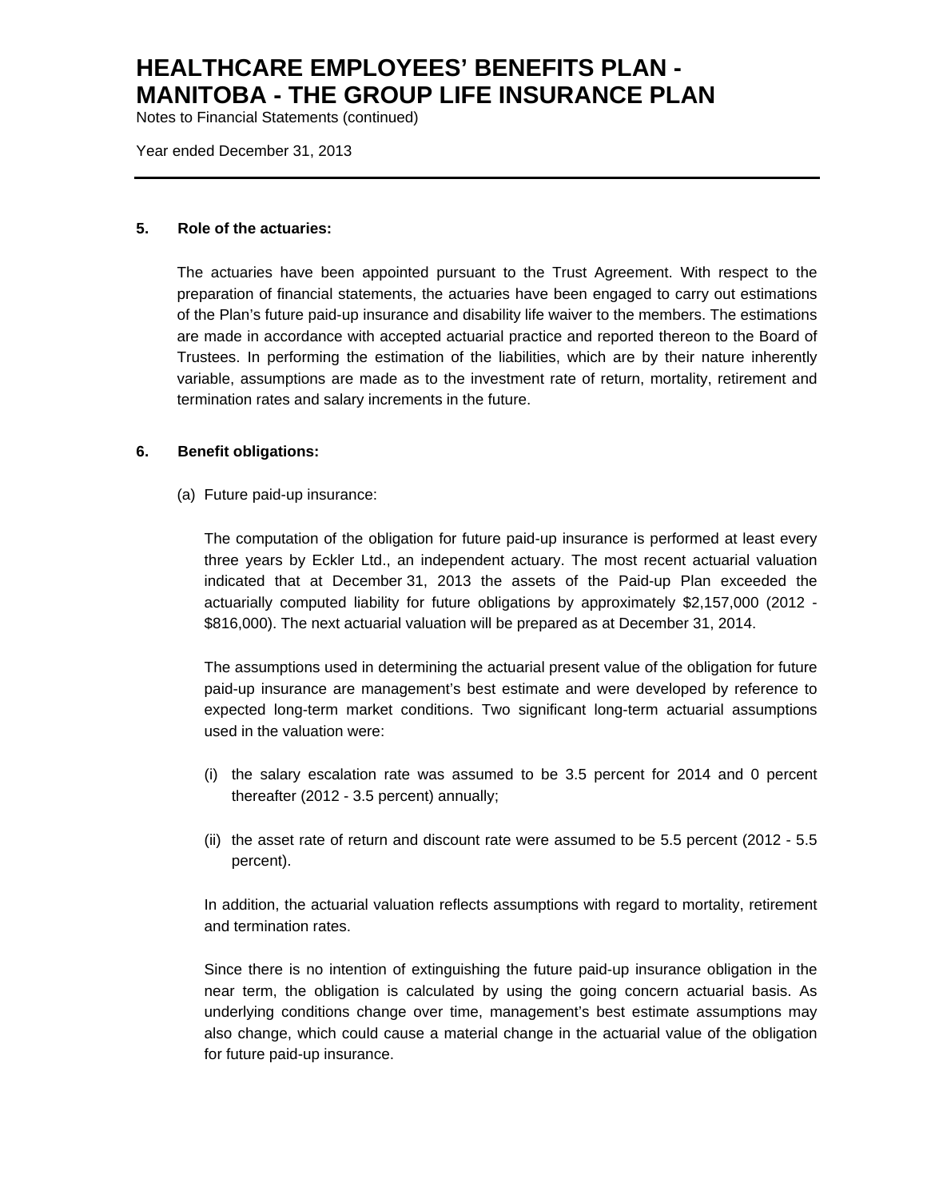# HEALTHCARE EMPLOYEES' BENEFITS PLAN - MANITOBA - THE GROUP LIFE INSURANCE PLAN

Notes to Financial Statements (continued)

Year ended December 31, 2013

## 5. Role of the actuaries:

The actuaries have been appointed pursuant to the Trust Agreement. With respect to the preparation of financial statements, the actuaries have been engaged to carry out estimations of the Plan's future paid-up insurance and disability life waiver to the members. The estimations are made in accordance with accepted actuarial practice and reported thereon to the Board of Trustees. In performing the estimation of the liabilities, which are by their nature inherently variable, assumptions are made as to the investment rate of return, mortality, retirement and termination rates and salary increments in the future.

## 6. Benefit obligations:

(a) Future paid-up insurance:

The computation of the obligation for future paid-up insurance is performed at least every three years by Eckler Ltd., an independent actuary. The most recent actuarial valuation indicated that at December 31, 2013 the assets of the Paid-up Plan exceeded the actuarially computed liability for future obligations by approximately $2,157,000 (2012 - $816,000). The next actuarial valuation will be prepared as at December 31, 2014.

The assumptions used in determining the actuarial present value of the obligation for future paid-up insurance are management's best estimate and were developed by reference to expected long-term market conditions. Two significant long-term actuarial assumptions used in the valuation were:

(i) the salary escalation rate was assumed to be 3.5 percent for 2014 and 0 percent thereafter (2012 - 3.5 percent) annually;

(ii) the asset rate of return and discount rate were assumed to be 5.5 percent (2012 - 5.5 percent).

In addition, the actuarial valuation reflects assumptions with regard to mortality, retirement and termination rates.

Since there is no intention of extinguishing the future paid-up insurance obligation in the near term, the obligation is calculated by using the going concern actuarial basis. As underlying conditions change over time, management's best estimate assumptions may also change, which could cause a material change in the actuarial value of the obligation for future paid-up insurance.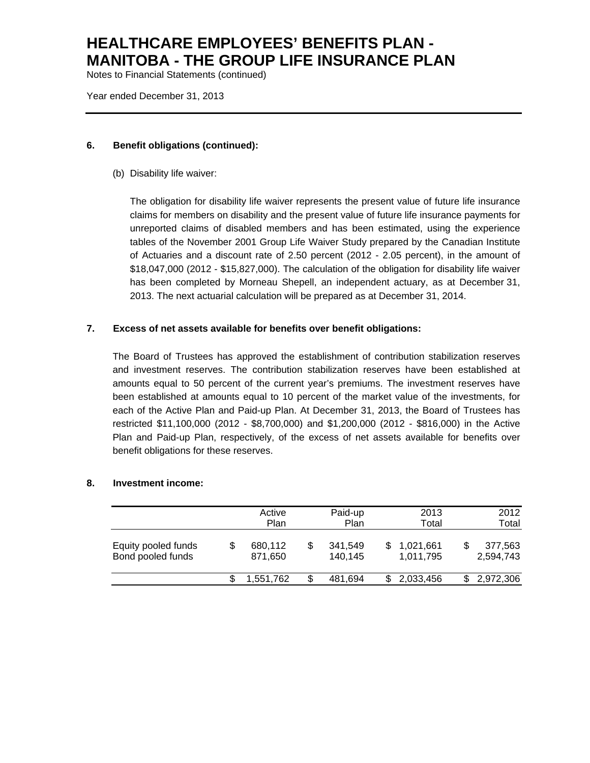## 6. Benefit obligations (continued):

(b) Disability life waiver:

The obligation for disability life waiver represents the present value of future life insurance claims for members on disability and the present value of future life insurance payments for unreported claims of disabled members and has been estimated, using the experience tables of the November 2001 Group Life Waiver Study prepared by the Canadian Institute of Actuaries and a discount rate of 2.50 percent (2012 - 2.05 percent), in the amount of $18,047,000 (2012 - $15,827,000). The calculation of the obligation for disability life waiver has been completed by Morneau Shepell, an independent actuary, as at December 31, 2013. The next actuarial calculation will be prepared as at December 31, 2014.

## 7. Excess of net assets available for benefits over benefit obligations:

The Board of Trustees has approved the establishment of contribution stabilization reserves and investment reserves. The contribution stabilization reserves have been established at amounts equal to 50 percent of the current year's premiums. The investment reserves have been established at amounts equal to 10 percent of the market value of the investments, for each of the Active Plan and Paid-up Plan. At December 31, 2013, the Board of Trustees has restricted $11,100,000 (2012 - $8,700,000) and $1,200,000 (2012 - $816,000) in the Active Plan and Paid-up Plan, respectively, of the excess of net assets available for benefits over benefit obligations for these reserves.

## 8. Investment income:

| | Active Plan | Paid-up Plan | 2013 Total | 2012 Total |
|---|---|---|---|---|
| Equity pooled funds | $ 680,112 | $ 341,549 | $ 1,021,661 | $ 377,563 |
| Bond pooled funds | 871,650 | 140,145 | 1,011,795 | 2,594,743 |
| | $ 1,551,762 | $ 481,694 | $ 2,033,456 | $ 2,972,306 |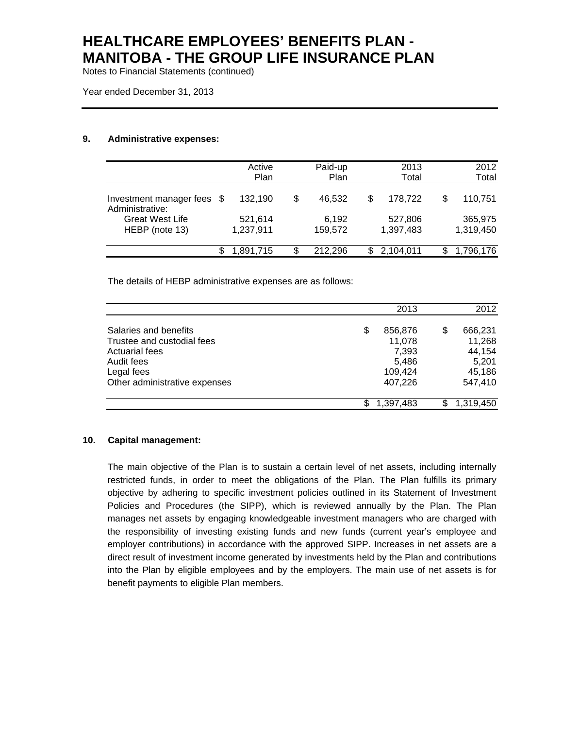# HEALTHCARE EMPLOYEES' BENEFITS PLAN - MANITOBA - THE GROUP LIFE INSURANCE PLAN

Notes to Financial Statements (continued)

Year ended December 31, 2013

### 9. Administrative expenses:

| | Active Plan | Paid-up Plan | 2013 Total | 2012 Total |
|---|---|---|---|---|
| Investment manager fees | $ 132,190 | $ 46,532 | $ 178,722 | $ 110,751 |
| Administrative: | | | | |
| Great West Life | 521,614 | 6,192 | 527,806 | 365,975 |
| HEBP (note 13) | 1,237,911 | 159,572 | 1,397,483 | 1,319,450 |
| | $ 1,891,715 | $ 212,296 | $ 2,104,011 | $ 1,796,176 |

The details of HEBP administrative expenses are as follows:

| | 2013 | 2012 |
|---|---|---|
| Salaries and benefits | $ 856,876 | $ 666,231 |
| Trustee and custodial fees | 11,078 | 11,268 |
| Actuarial fees | 7,393 | 44,154 |
| Audit fees | 5,486 | 5,201 |
| Legal fees | 109,424 | 45,186 |
| Other administrative expenses | 407,226 | 547,410 |
| | $ 1,397,483 | $ 1,319,450 |

### 10. Capital management:

The main objective of the Plan is to sustain a certain level of net assets, including internally restricted funds, in order to meet the obligations of the Plan. The Plan fulfills its primary objective by adhering to specific investment policies outlined in its Statement of Investment Policies and Procedures (the SIPP), which is reviewed annually by the Plan. The Plan manages net assets by engaging knowledgeable investment managers who are charged with the responsibility of investing existing funds and new funds (current year's employee and employer contributions) in accordance with the approved SIPP. Increases in net assets are a direct result of investment income generated by investments held by the Plan and contributions into the Plan by eligible employees and by the employers. The main use of net assets is for benefit payments to eligible Plan members.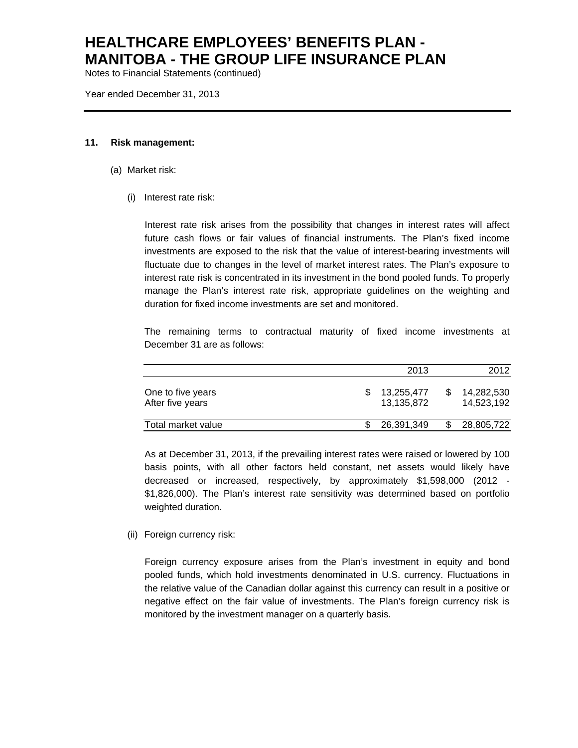# HEALTHCARE EMPLOYEES' BENEFITS PLAN - MANITOBA - THE GROUP LIFE INSURANCE PLAN

Notes to Financial Statements (continued)

Year ended December 31, 2013

## 11. Risk management:

### (a) Market risk:

#### (i) Interest rate risk:

Interest rate risk arises from the possibility that changes in interest rates will affect future cash flows or fair values of financial instruments. The Plan's fixed income investments are exposed to the risk that the value of interest-bearing investments will fluctuate due to changes in the level of market interest rates. The Plan's exposure to interest rate risk is concentrated in its investment in the bond pooled funds. To properly manage the Plan's interest rate risk, appropriate guidelines on the weighting and duration for fixed income investments are set and monitored.

The remaining terms to contractual maturity of fixed income investments at December 31 are as follows:

| | 2013 | 2012 |
|---|---|---|
| One to five years | $ 13,255,477 | $ 14,282,530 |
| After five years | 13,135,872 | 14,523,192 |
| Total market value | $ 26,391,349 | $ 28,805,722 |

As at December 31, 2013, if the prevailing interest rates were raised or lowered by 100 basis points, with all other factors held constant, net assets would likely have decreased or increased, respectively, by approximately $1,598,000 (2012 - $1,826,000). The Plan's interest rate sensitivity was determined based on portfolio weighted duration.

#### (ii) Foreign currency risk:

Foreign currency exposure arises from the Plan's investment in equity and bond pooled funds, which hold investments denominated in U.S. currency. Fluctuations in the relative value of the Canadian dollar against this currency can result in a positive or negative effect on the fair value of investments. The Plan's foreign currency risk is monitored by the investment manager on a quarterly basis.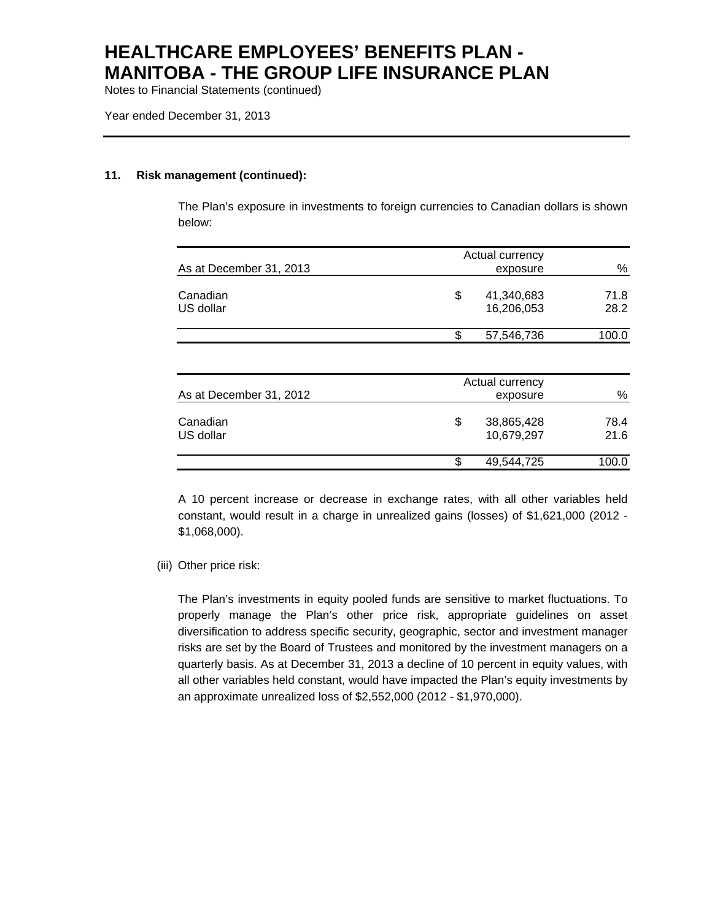# HEALTHCARE EMPLOYEES' BENEFITS PLAN - MANITOBA - THE GROUP LIFE INSURANCE PLAN

Notes to Financial Statements (continued)

Year ended December 31, 2013

## 11. Risk management (continued):

The Plan's exposure in investments to foreign currencies to Canadian dollars is shown below:

| As at December 31, 2013 | Actual currency exposure | % |
|---|---|---|
| Canadian | $ 41,340,683 | 71.8 |
| US dollar | 16,206,053 | 28.2 |
| | $ 57,546,736 | 100.0 |

| As at December 31, 2012 | Actual currency exposure | % |
|---|---|---|
| Canadian | $ 38,865,428 | 78.4 |
| US dollar | 10,679,297 | 21.6 |
| | $ 49,544,725 | 100.0 |

A 10 percent increase or decrease in exchange rates, with all other variables held constant, would result in a charge in unrealized gains (losses) of $1,621,000 (2012 - $1,068,000).

(iii) Other price risk:

The Plan's investments in equity pooled funds are sensitive to market fluctuations. To properly manage the Plan's other price risk, appropriate guidelines on asset diversification to address specific security, geographic, sector and investment manager risks are set by the Board of Trustees and monitored by the investment managers on a quarterly basis. As at December 31, 2013 a decline of 10 percent in equity values, with all other variables held constant, would have impacted the Plan's equity investments by an approximate unrealized loss of $2,552,000 (2012 - $1,970,000).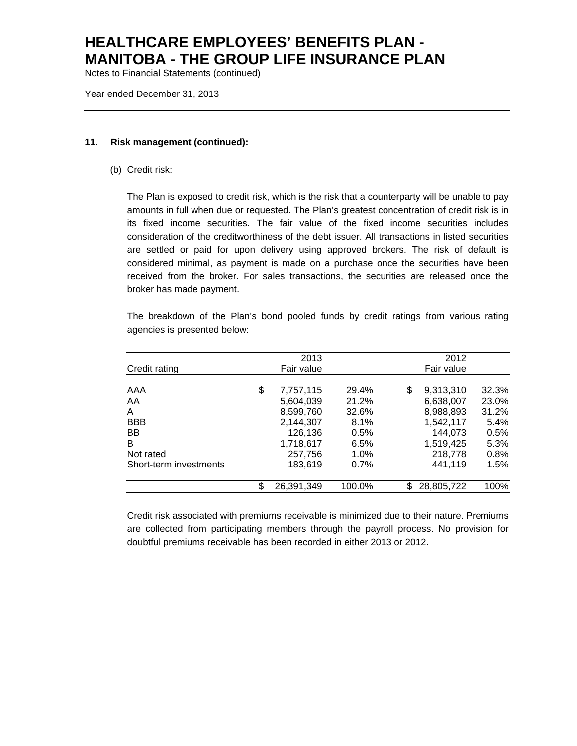# HEALTHCARE EMPLOYEES' BENEFITS PLAN - MANITOBA - THE GROUP LIFE INSURANCE PLAN

Notes to Financial Statements (continued)

Year ended December 31, 2013

## 11. Risk management (continued):

(b) Credit risk:

The Plan is exposed to credit risk, which is the risk that a counterparty will be unable to pay amounts in full when due or requested. The Plan's greatest concentration of credit risk is in its fixed income securities. The fair value of the fixed income securities includes consideration of the creditworthiness of the debt issuer. All transactions in listed securities are settled or paid for upon delivery using approved brokers. The risk of default is considered minimal, as payment is made on a purchase once the securities have been received from the broker. For sales transactions, the securities are released once the broker has made payment.

The breakdown of the Plan's bond pooled funds by credit ratings from various rating agencies is presented below:

| Credit rating | 2013 Fair value | | 2012 Fair value | |
|---|---|---|---|---|
| AAA | $ 7,757,115 | 29.4% | $ 9,313,310 | 32.3% |
| AA | 5,604,039 | 21.2% | 6,638,007 | 23.0% |
| A | 8,599,760 | 32.6% | 8,988,893 | 31.2% |
| BBB | 2,144,307 | 8.1% | 1,542,117 | 5.4% |
| BB | 126,136 | 0.5% | 144,073 | 0.5% |
| B | 1,718,617 | 6.5% | 1,519,425 | 5.3% |
| Not rated | 257,756 | 1.0% | 218,778 | 0.8% |
| Short-term investments | 183,619 | 0.7% | 441,119 | 1.5% |
| | $ 26,391,349 | 100.0% | $ 28,805,722 | 100% |

Credit risk associated with premiums receivable is minimized due to their nature. Premiums are collected from participating members through the payroll process. No provision for doubtful premiums receivable has been recorded in either 2013 or 2012.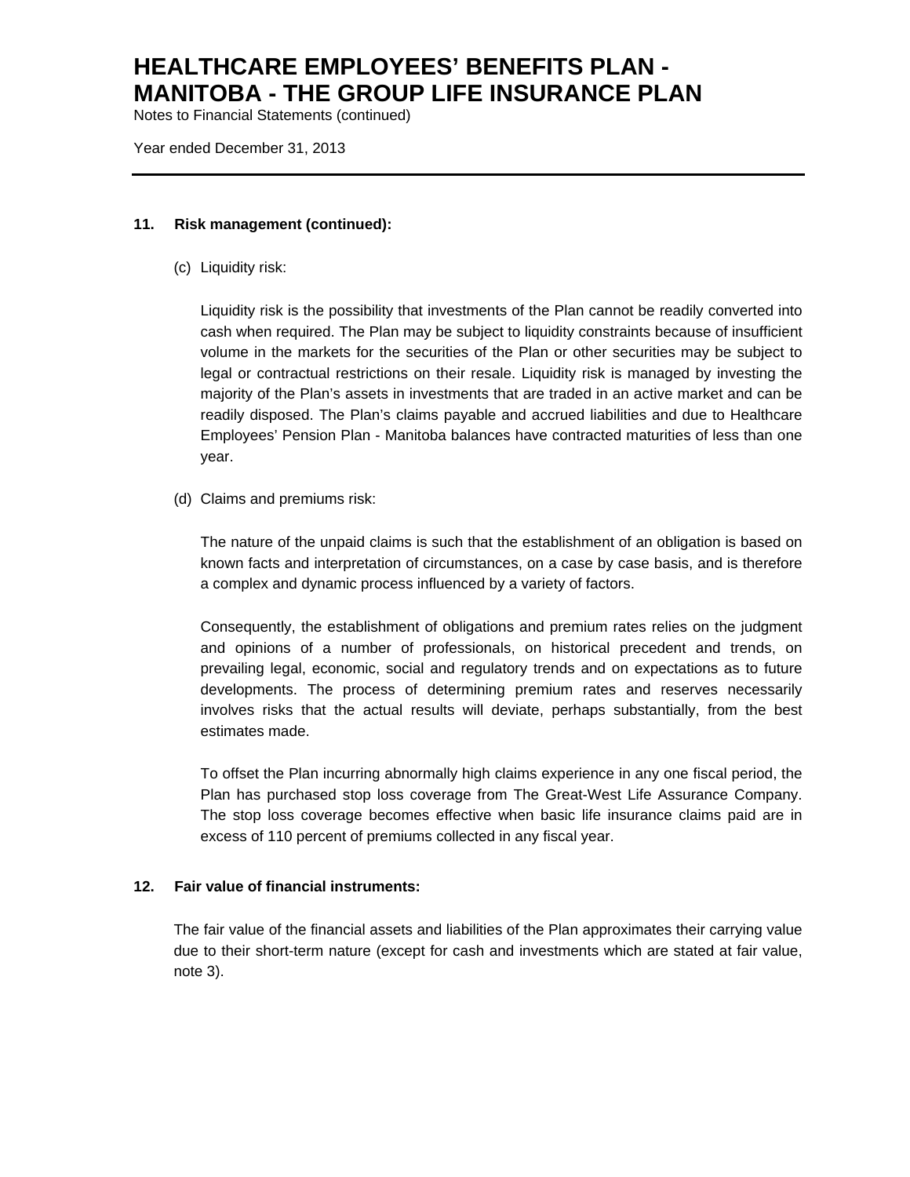## 11. Risk management (continued):

(c) Liquidity risk:

Liquidity risk is the possibility that investments of the Plan cannot be readily converted into cash when required. The Plan may be subject to liquidity constraints because of insufficient volume in the markets for the securities of the Plan or other securities may be subject to legal or contractual restrictions on their resale. Liquidity risk is managed by investing the majority of the Plan's assets in investments that are traded in an active market and can be readily disposed. The Plan's claims payable and accrued liabilities and due to Healthcare Employees' Pension Plan - Manitoba balances have contracted maturities of less than one year.

(d) Claims and premiums risk:

The nature of the unpaid claims is such that the establishment of an obligation is based on known facts and interpretation of circumstances, on a case by case basis, and is therefore a complex and dynamic process influenced by a variety of factors.

Consequently, the establishment of obligations and premium rates relies on the judgment and opinions of a number of professionals, on historical precedent and trends, on prevailing legal, economic, social and regulatory trends and on expectations as to future developments. The process of determining premium rates and reserves necessarily involves risks that the actual results will deviate, perhaps substantially, from the best estimates made.

To offset the Plan incurring abnormally high claims experience in any one fiscal period, the Plan has purchased stop loss coverage from The Great-West Life Assurance Company. The stop loss coverage becomes effective when basic life insurance claims paid are in excess of 110 percent of premiums collected in any fiscal year.

## 12. Fair value of financial instruments:

The fair value of the financial assets and liabilities of the Plan approximates their carrying value due to their short-term nature (except for cash and investments which are stated at fair value, note 3).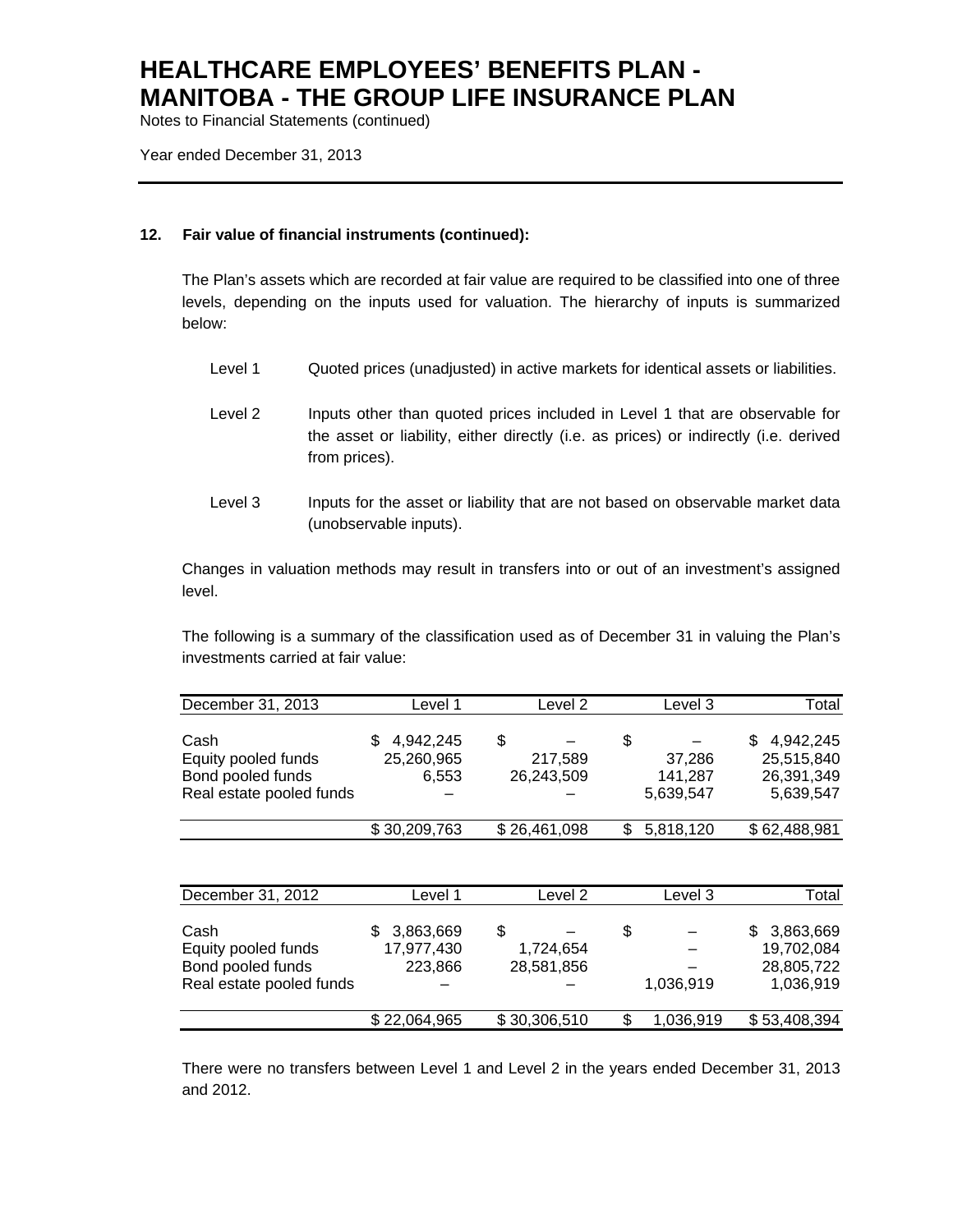# HEALTHCARE EMPLOYEES' BENEFITS PLAN - MANITOBA - THE GROUP LIFE INSURANCE PLAN

Notes to Financial Statements (continued)

Year ended December 31, 2013

**12. Fair value of financial instruments (continued):**

The Plan's assets which are recorded at fair value are required to be classified into one of three levels, depending on the inputs used for valuation. The hierarchy of inputs is summarized below:

| | |
|---|---|
| Level 1 | Quoted prices (unadjusted) in active markets for identical assets or liabilities. |
| Level 2 | Inputs other than quoted prices included in Level 1 that are observable for the asset or liability, either directly (i.e. as prices) or indirectly (i.e. derived from prices). |
| Level 3 | Inputs for the asset or liability that are not based on observable market data (unobservable inputs). |

Changes in valuation methods may result in transfers into or out of an investment's assigned level.

The following is a summary of the classification used as of December 31 in valuing the Plan's investments carried at fair value:

| December 31, 2013 | Level 1 | Level 2 | Level 3 | Total |
|---|---|---|---|---|
| Cash | $ 4,942,245 | $ – | $ – | $ 4,942,245 |
| Equity pooled funds | 25,260,965 | 217,589 | 37,286 | 25,515,840 |
| Bond pooled funds | 6,553 | 26,243,509 | 141,287 | 26,391,349 |
| Real estate pooled funds | – | – | 5,639,547 | 5,639,547 |
| | $ 30,209,763 | $ 26,461,098 | $ 5,818,120 | $ 62,488,981 |

| December 31, 2012 | Level 1 | Level 2 | Level 3 | Total |
|---|---|---|---|---|
| Cash | $ 3,863,669 | $ – | $ – | $ 3,863,669 |
| Equity pooled funds | 17,977,430 | 1,724,654 | – | 19,702,084 |
| Bond pooled funds | 223,866 | 28,581,856 | – | 28,805,722 |
| Real estate pooled funds | – | – | 1,036,919 | 1,036,919 |
| | $ 22,064,965 | $ 30,306,510 | $ 1,036,919 | $ 53,408,394 |

There were no transfers between Level 1 and Level 2 in the years ended December 31, 2013 and 2012.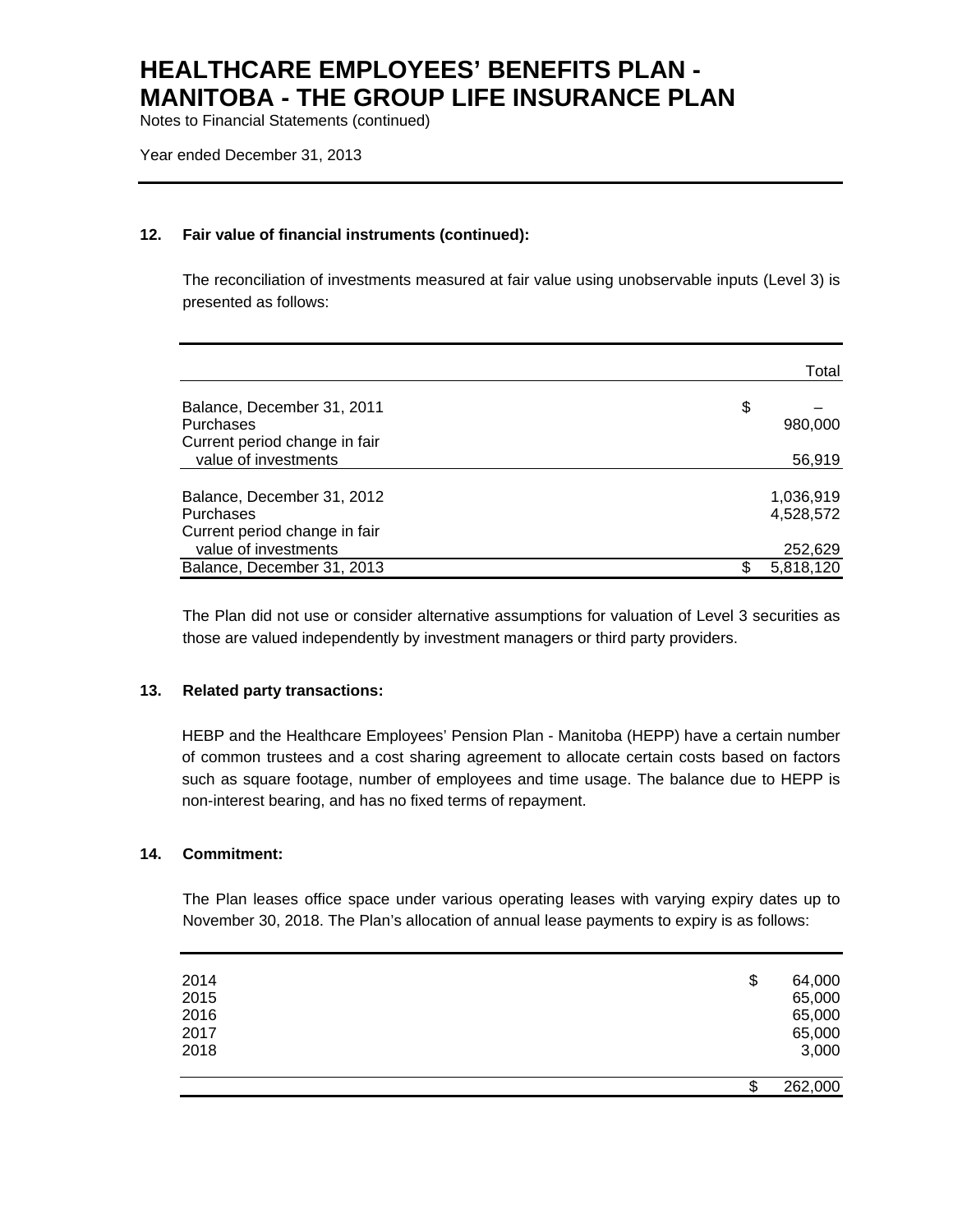# HEALTHCARE EMPLOYEES' BENEFITS PLAN - MANITOBA - THE GROUP LIFE INSURANCE PLAN

Notes to Financial Statements (continued)

Year ended December 31, 2013

## 12. Fair value of financial instruments (continued):

The reconciliation of investments measured at fair value using unobservable inputs (Level 3) is presented as follows:

| | Total |
|---|---|
| Balance, December 31, 2011 | $ – |
| Purchases | 980,000 |
| Current period change in fair value of investments | 56,919 |
| Balance, December 31, 2012 | 1,036,919 |
| Purchases | 4,528,572 |
| Current period change in fair value of investments | 252,629 |
| Balance, December 31, 2013 | $ 5,818,120 |

The Plan did not use or consider alternative assumptions for valuation of Level 3 securities as those are valued independently by investment managers or third party providers.

## 13. Related party transactions:

HEBP and the Healthcare Employees' Pension Plan - Manitoba (HEPP) have a certain number of common trustees and a cost sharing agreement to allocate certain costs based on factors such as square footage, number of employees and time usage. The balance due to HEPP is non-interest bearing, and has no fixed terms of repayment.

## 14. Commitment:

The Plan leases office space under various operating leases with varying expiry dates up to November 30, 2018. The Plan's allocation of annual lease payments to expiry is as follows:

| | |
|---|---|
| 2014 | $ 64,000 |
| 2015 | 65,000 |
| 2016 | 65,000 |
| 2017 | 65,000 |
| 2018 | 3,000 |
| | $ 262,000 |